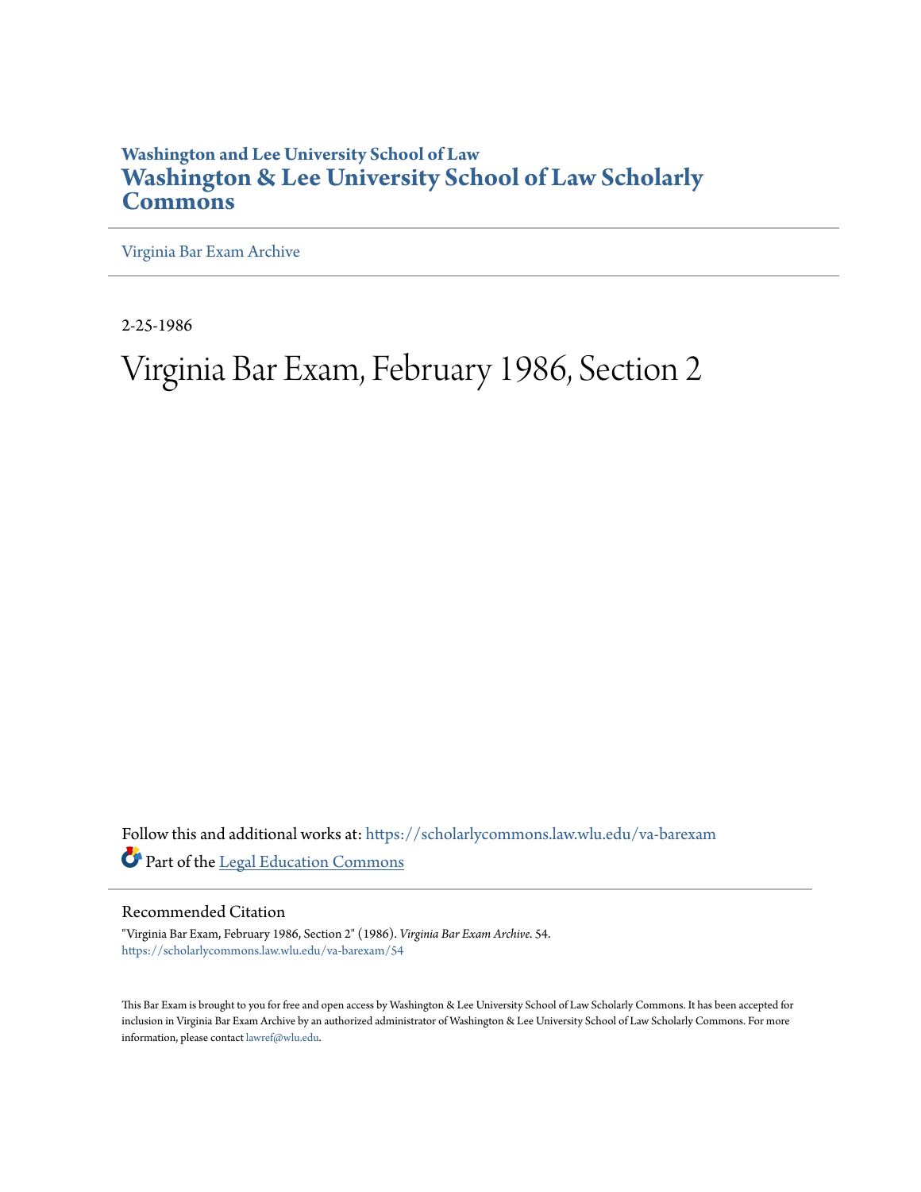Washington and Lee University School of Law

# Washington & Lee University School of Law Scholarly Commons

Virginia Bar Exam Archive

2-25-1986

# Virginia Bar Exam, February 1986, Section 2

Follow this and additional works at: https://scholarlycommons.law.wlu.edu/va-barexam

Part of the Legal Education Commons

## Recommended Citation

"Virginia Bar Exam, February 1986, Section 2" (1986). *Virginia Bar Exam Archive*. 54.
https://scholarlycommons.law.wlu.edu/va-barexam/54

This Bar Exam is brought to you for free and open access by Washington & Lee University School of Law Scholarly Commons. It has been accepted for inclusion in Virginia Bar Exam Archive by an authorized administrator of Washington & Lee University School of Law Scholarly Commons. For more information, please contact lawref@wlu.edu.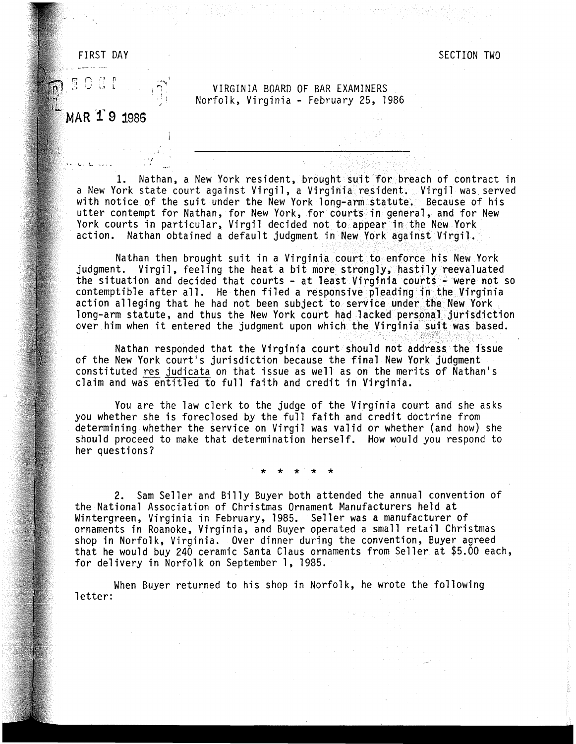FIRST DAY SECTION TWO

VIRGINIA BOARD OF BAR EXAMINERS
Norfolk, Virginia - February 25, 1986

---

1. Nathan, a New York resident, brought suit for breach of contract in a New York state court against Virgil, a Virginia resident. Virgil was served with notice of the suit under the New York long-arm statute. Because of his utter contempt for Nathan, for New York, for courts in general, and for New York courts in particular, Virgil decided not to appear in the New York action. Nathan obtained a default judgment in New York against Virgil.

Nathan then brought suit in a Virginia court to enforce his New York judgment. Virgil, feeling the heat a bit more strongly, hastily reevaluated the situation and decided that courts - at least Virginia courts - were not so contemptible after all. He then filed a responsive pleading in the Virginia action alleging that he had not been subject to service under the New York long-arm statute, and thus the New York court had lacked personal jurisdiction over him when it entered the judgment upon which the Virginia suit was based.

Nathan responded that the Virginia court should not address the issue of the New York court's jurisdiction because the final New York judgment constituted <u>res judicata</u> on that issue as well as on the merits of Nathan's claim and was entitled to full faith and credit in Virginia.

You are the law clerk to the judge of the Virginia court and she asks you whether she is foreclosed by the full faith and credit doctrine from determining whether the service on Virgil was valid or whether (and how) she should proceed to make that determination herself. How would you respond to her questions?

\* \* \* \* \*

2. Sam Seller and Billy Buyer both attended the annual convention of the National Association of Christmas Ornament Manufacturers held at Wintergreen, Virginia in February, 1985. Seller was a manufacturer of ornaments in Roanoke, Virginia, and Buyer operated a small retail Christmas shop in Norfolk, Virginia. Over dinner during the convention, Buyer agreed that he would buy 240 ceramic Santa Claus ornaments from Seller at $5.00 each, for delivery in Norfolk on September 1, 1985.

When Buyer returned to his shop in Norfolk, he wrote the following letter: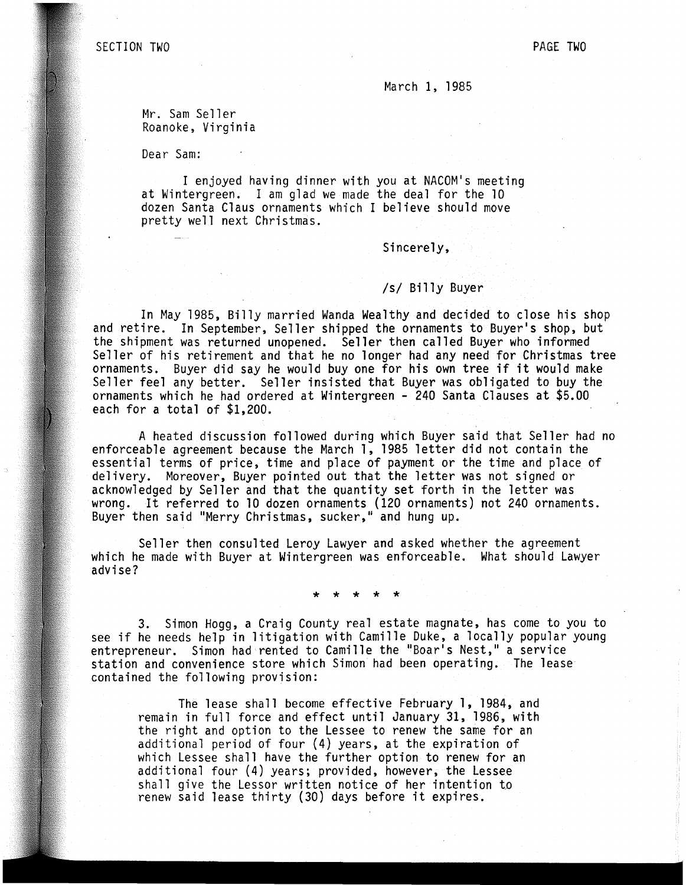March 1, 1985

Mr. Sam Seller
Roanoke, Virginia

Dear Sam:

I enjoyed having dinner with you at NACOM's meeting at Wintergreen. I am glad we made the deal for the 10 dozen Santa Claus ornaments which I believe should move pretty well next Christmas.

Sincerely,

/s/ Billy Buyer

In May 1985, Billy married Wanda Wealthy and decided to close his shop and retire. In September, Seller shipped the ornaments to Buyer's shop, but the shipment was returned unopened. Seller then called Buyer who informed Seller of his retirement and that he no longer had any need for Christmas tree ornaments. Buyer did say he would buy one for his own tree if it would make Seller feel any better. Seller insisted that Buyer was obligated to buy the ornaments which he had ordered at Wintergreen - 240 Santa Clauses at $5.00 each for a total of $1,200.

A heated discussion followed during which Buyer said that Seller had no enforceable agreement because the March 1, 1985 letter did not contain the essential terms of price, time and place of payment or the time and place of delivery. Moreover, Buyer pointed out that the letter was not signed or acknowledged by Seller and that the quantity set forth in the letter was wrong. It referred to 10 dozen ornaments (120 ornaments) not 240 ornaments. Buyer then said "Merry Christmas, sucker," and hung up.

Seller then consulted Leroy Lawyer and asked whether the agreement which he made with Buyer at Wintergreen was enforceable. What should Lawyer advise?

\* \* \* \* \*

3. Simon Hogg, a Craig County real estate magnate, has come to you to see if he needs help in litigation with Camille Duke, a locally popular young entrepreneur. Simon had rented to Camille the "Boar's Nest," a service station and convenience store which Simon had been operating. The lease contained the following provision:

> The lease shall become effective February 1, 1984, and remain in full force and effect until January 31, 1986, with the right and option to the Lessee to renew the same for an additional period of four (4) years, at the expiration of which Lessee shall have the further option to renew for an additional four (4) years; provided, however, the Lessee shall give the Lessor written notice of her intention to renew said lease thirty (30) days before it expires.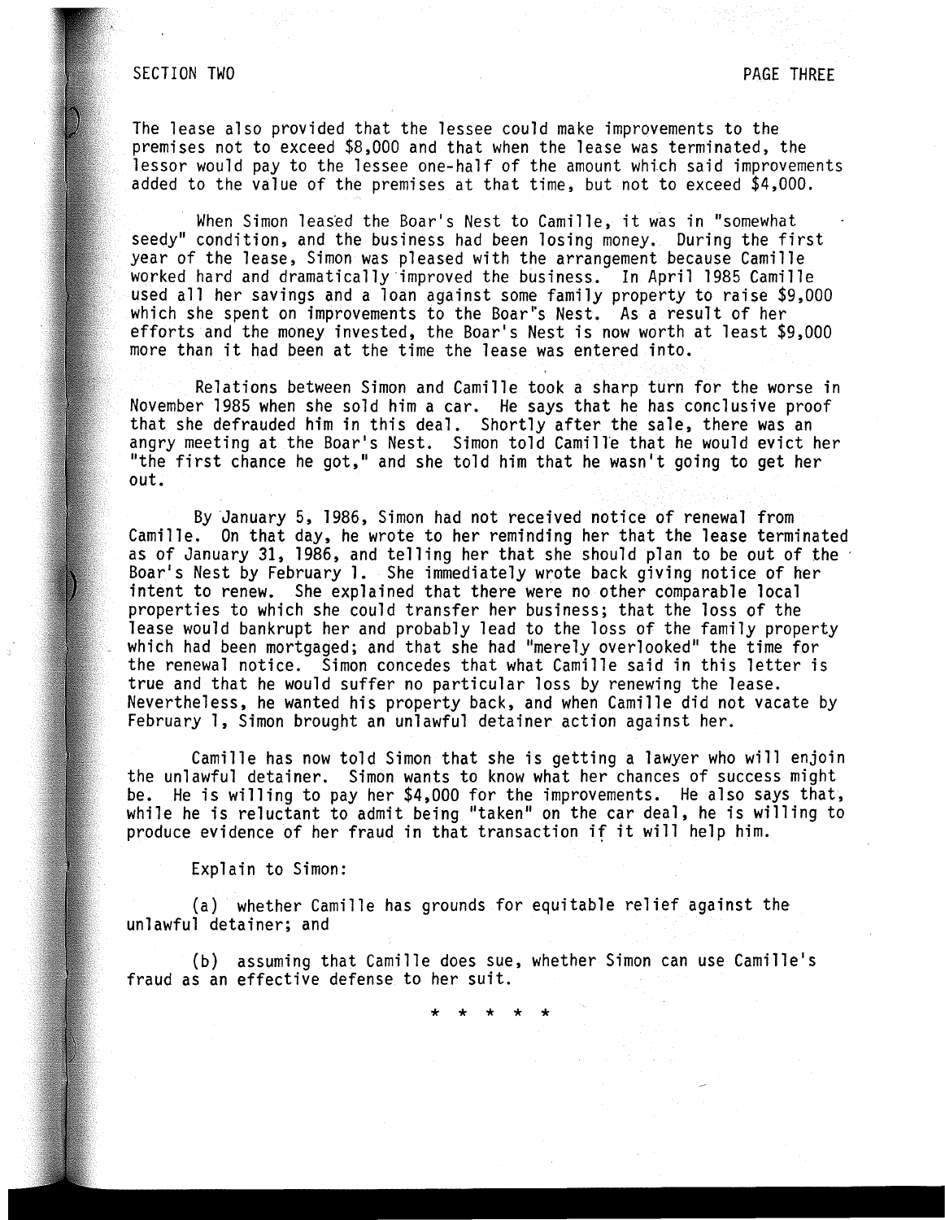The lease also provided that the lessee could make improvements to the premises not to exceed $8,000 and that when the lease was terminated, the lessor would pay to the lessee one-half of the amount which said improvements added to the value of the premises at that time, but not to exceed $4,000.

When Simon leased the Boar's Nest to Camille, it was in "somewhat seedy" condition, and the business had been losing money. During the first year of the lease, Simon was pleased with the arrangement because Camille worked hard and dramatically improved the business. In April 1985 Camille used all her savings and a loan against some family property to raise $9,000 which she spent on improvements to the Boar's Nest. As a result of her efforts and the money invested, the Boar's Nest is now worth at least $9,000 more than it had been at the time the lease was entered into.

Relations between Simon and Camille took a sharp turn for the worse in November 1985 when she sold him a car. He says that he has conclusive proof that she defrauded him in this deal. Shortly after the sale, there was an angry meeting at the Boar's Nest. Simon told Camille that he would evict her "the first chance he got," and she told him that he wasn't going to get her out.

By January 5, 1986, Simon had not received notice of renewal from Camille. On that day, he wrote to her reminding her that the lease terminated as of January 31, 1986, and telling her that she should plan to be out of the Boar's Nest by February 1. She immediately wrote back giving notice of her intent to renew. She explained that there were no other comparable local properties to which she could transfer her business; that the loss of the lease would bankrupt her and probably lead to the loss of the family property which had been mortgaged; and that she had "merely overlooked" the time for the renewal notice. Simon concedes that what Camille said in this letter is true and that he would suffer no particular loss by renewing the lease. Nevertheless, he wanted his property back, and when Camille did not vacate by February 1, Simon brought an unlawful detainer action against her.

Camille has now told Simon that she is getting a lawyer who will enjoin the unlawful detainer. Simon wants to know what her chances of success might be. He is willing to pay her $4,000 for the improvements. He also says that, while he is reluctant to admit being "taken" on the car deal, he is willing to produce evidence of her fraud in that transaction if it will help him.

Explain to Simon:

(a) whether Camille has grounds for equitable relief against the unlawful detainer; and

(b) assuming that Camille does sue, whether Simon can use Camille's fraud as an effective defense to her suit.

\* \* \* \* \*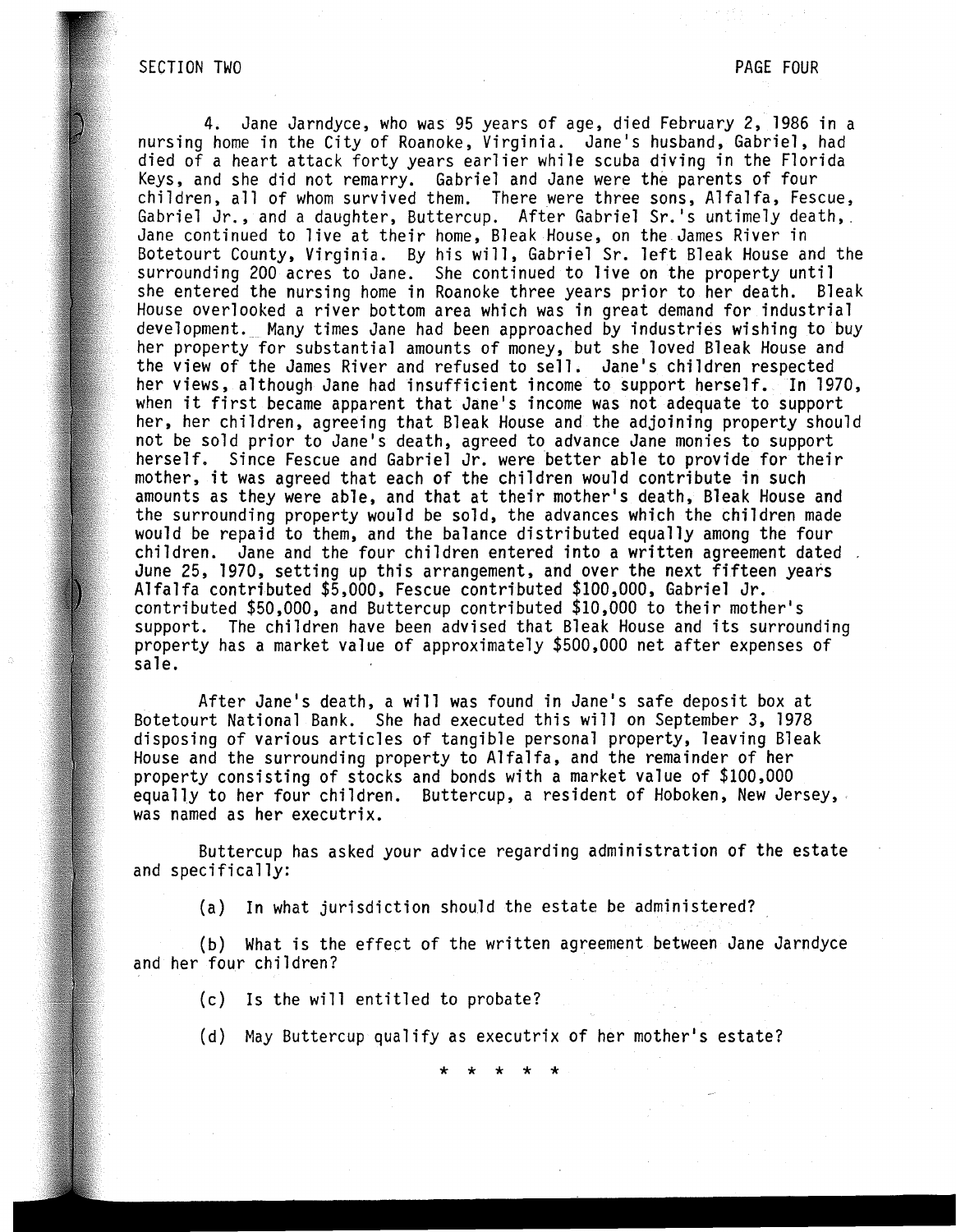4. Jane Jarndyce, who was 95 years of age, died February 2, 1986 in a nursing home in the City of Roanoke, Virginia. Jane's husband, Gabriel, had died of a heart attack forty years earlier while scuba diving in the Florida Keys, and she did not remarry. Gabriel and Jane were the parents of four children, all of whom survived them. There were three sons, Alfalfa, Fescue, Gabriel Jr., and a daughter, Buttercup. After Gabriel Sr.'s untimely death, Jane continued to live at their home, Bleak House, on the James River in Botetourt County, Virginia. By his will, Gabriel Sr. left Bleak House and the surrounding 200 acres to Jane. She continued to live on the property until she entered the nursing home in Roanoke three years prior to her death. Bleak House overlooked a river bottom area which was in great demand for industrial development. Many times Jane had been approached by industries wishing to buy her property for substantial amounts of money, but she loved Bleak House and the view of the James River and refused to sell. Jane's children respected her views, although Jane had insufficient income to support herself. In 1970, when it first became apparent that Jane's income was not adequate to support her, her children, agreeing that Bleak House and the adjoining property should not be sold prior to Jane's death, agreed to advance Jane monies to support herself. Since Fescue and Gabriel Jr. were better able to provide for their mother, it was agreed that each of the children would contribute in such amounts as they were able, and that at their mother's death, Bleak House and the surrounding property would be sold, the advances which the children made would be repaid to them, and the balance distributed equally among the four children. Jane and the four children entered into a written agreement dated June 25, 1970, setting up this arrangement, and over the next fifteen years Alfalfa contributed $5,000, Fescue contributed $100,000, Gabriel Jr. contributed $50,000, and Buttercup contributed $10,000 to their mother's support. The children have been advised that Bleak House and its surrounding property has a market value of approximately $500,000 net after expenses of sale.

After Jane's death, a will was found in Jane's safe deposit box at Botetourt National Bank. She had executed this will on September 3, 1978 disposing of various articles of tangible personal property, leaving Bleak House and the surrounding property to Alfalfa, and the remainder of her property consisting of stocks and bonds with a market value of $100,000 equally to her four children. Buttercup, a resident of Hoboken, New Jersey, was named as her executrix.

Buttercup has asked your advice regarding administration of the estate and specifically:

(a) In what jurisdiction should the estate be administered?

(b) What is the effect of the written agreement between Jane Jarndyce and her four children?

(c) Is the will entitled to probate?

(d) May Buttercup qualify as executrix of her mother's estate?

\* \* \* \* \*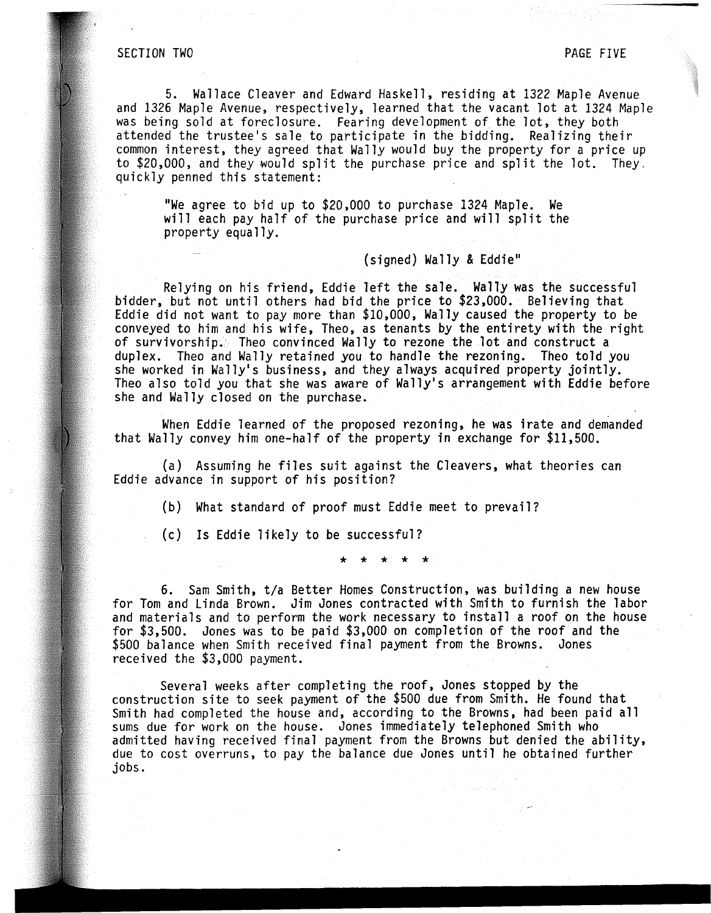5. Wallace Cleaver and Edward Haskell, residing at 1322 Maple Avenue and 1326 Maple Avenue, respectively, learned that the vacant lot at 1324 Maple was being sold at foreclosure. Fearing development of the lot, they both attended the trustee's sale to participate in the bidding. Realizing their common interest, they agreed that Wally would buy the property for a price up to $20,000, and they would split the purchase price and split the lot. They quickly penned this statement:

> "We agree to bid up to $20,000 to purchase 1324 Maple. We will each pay half of the purchase price and will split the property equally.
>
> (signed) Wally & Eddie"

Relying on his friend, Eddie left the sale. Wally was the successful bidder, but not until others had bid the price to $23,000. Believing that Eddie did not want to pay more than $10,000, Wally caused the property to be conveyed to him and his wife, Theo, as tenants by the entirety with the right of survivorship. Theo convinced Wally to rezone the lot and construct a duplex. Theo and Wally retained you to handle the rezoning. Theo told you she worked in Wally's business, and they always acquired property jointly. Theo also told you that she was aware of Wally's arrangement with Eddie before she and Wally closed on the purchase.

When Eddie learned of the proposed rezoning, he was irate and demanded that Wally convey him one-half of the property in exchange for $11,500.

(a) Assuming he files suit against the Cleavers, what theories can Eddie advance in support of his position?

(b) What standard of proof must Eddie meet to prevail?

(c) Is Eddie likely to be successful?

\* \* \* \* \*

6. Sam Smith, t/a Better Homes Construction, was building a new house for Tom and Linda Brown. Jim Jones contracted with Smith to furnish the labor and materials and to perform the work necessary to install a roof on the house for $3,500. Jones was to be paid $3,000 on completion of the roof and the $500 balance when Smith received final payment from the Browns. Jones received the $3,000 payment.

Several weeks after completing the roof, Jones stopped by the construction site to seek payment of the $500 due from Smith. He found that Smith had completed the house and, according to the Browns, had been paid all sums due for work on the house. Jones immediately telephoned Smith who admitted having received final payment from the Browns but denied the ability, due to cost overruns, to pay the balance due Jones until he obtained further jobs.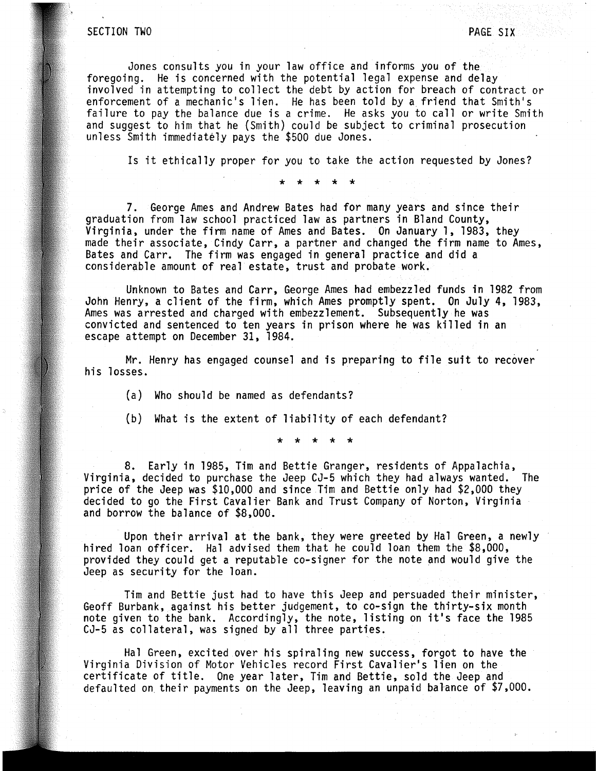Jones consults you in your law office and informs you of the foregoing. He is concerned with the potential legal expense and delay involved in attempting to collect the debt by action for breach of contract or enforcement of a mechanic's lien. He has been told by a friend that Smith's failure to pay the balance due is a crime. He asks you to call or write Smith and suggest to him that he (Smith) could be subject to criminal prosecution unless Smith immediately pays the $500 due Jones.

Is it ethically proper for you to take the action requested by Jones?

\* \* \* \* \*

7. George Ames and Andrew Bates had for many years and since their graduation from law school practiced law as partners in Bland County, Virginia, under the firm name of Ames and Bates. On January 1, 1983, they made their associate, Cindy Carr, a partner and changed the firm name to Ames, Bates and Carr. The firm was engaged in general practice and did a considerable amount of real estate, trust and probate work.

Unknown to Bates and Carr, George Ames had embezzled funds in 1982 from John Henry, a client of the firm, which Ames promptly spent. On July 4, 1983, Ames was arrested and charged with embezzlement. Subsequently he was convicted and sentenced to ten years in prison where he was killed in an escape attempt on December 31, 1984.

Mr. Henry has engaged counsel and is preparing to file suit to recover his losses.

(a) Who should be named as defendants?

(b) What is the extent of liability of each defendant?

\* \* \* \* \*

8. Early in 1985, Tim and Bettie Granger, residents of Appalachia, Virginia, decided to purchase the Jeep CJ-5 which they had always wanted. The price of the Jeep was $10,000 and since Tim and Bettie only had $2,000 they decided to go the First Cavalier Bank and Trust Company of Norton, Virginia and borrow the balance of $8,000.

Upon their arrival at the bank, they were greeted by Hal Green, a newly hired loan officer. Hal advised them that he could loan them the $8,000, provided they could get a reputable co-signer for the note and would give the Jeep as security for the loan.

Tim and Bettie just had to have this Jeep and persuaded their minister, Geoff Burbank, against his better judgement, to co-sign the thirty-six month note given to the bank. Accordingly, the note, listing on it's face the 1985 CJ-5 as collateral, was signed by all three parties.

Hal Green, excited over his spiraling new success, forgot to have the Virginia Division of Motor Vehicles record First Cavalier's lien on the certificate of title. One year later, Tim and Bettie, sold the Jeep and defaulted on their payments on the Jeep, leaving an unpaid balance of $7,000.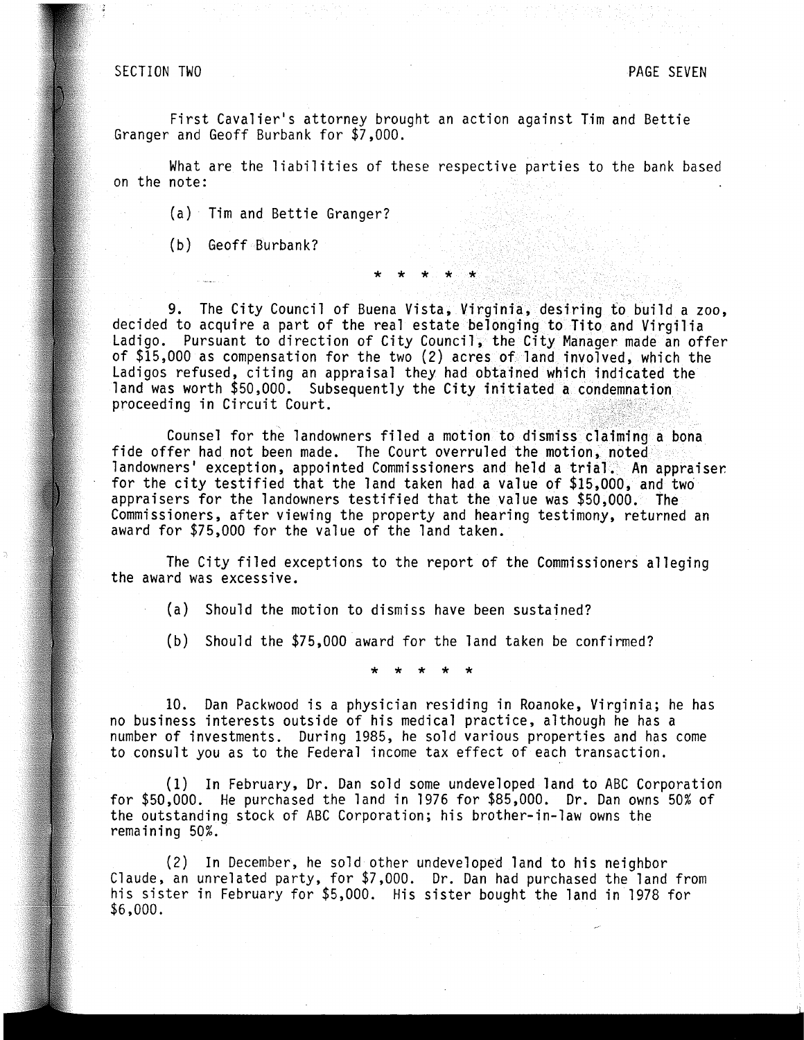First Cavalier's attorney brought an action against Tim and Bettie Granger and Geoff Burbank for $7,000.

What are the liabilities of these respective parties to the bank based on the note:

(a) Tim and Bettie Granger?

(b) Geoff Burbank?

\* \* \* \* \*

9. The City Council of Buena Vista, Virginia, desiring to build a zoo, decided to acquire a part of the real estate belonging to Tito and Virgilia Ladigo. Pursuant to direction of City Council, the City Manager made an offer of $15,000 as compensation for the two (2) acres of land involved, which the Ladigos refused, citing an appraisal they had obtained which indicated the land was worth $50,000. Subsequently the City initiated a condemnation proceeding in Circuit Court.

Counsel for the landowners filed a motion to dismiss claiming a bona fide offer had not been made. The Court overruled the motion, noted landowners' exception, appointed Commissioners and held a trial. An appraiser for the city testified that the land taken had a value of $15,000, and two appraisers for the landowners testified that the value was $50,000. The Commissioners, after viewing the property and hearing testimony, returned an award for $75,000 for the value of the land taken.

The City filed exceptions to the report of the Commissioners alleging the award was excessive.

(a) Should the motion to dismiss have been sustained?

(b) Should the $75,000 award for the land taken be confirmed?

\* \* \* \* \*

10. Dan Packwood is a physician residing in Roanoke, Virginia; he has no business interests outside of his medical practice, although he has a number of investments. During 1985, he sold various properties and has come to consult you as to the Federal income tax effect of each transaction.

(1) In February, Dr. Dan sold some undeveloped land to ABC Corporation for $50,000. He purchased the land in 1976 for $85,000. Dr. Dan owns 50% of the outstanding stock of ABC Corporation; his brother-in-law owns the remaining 50%.

(2) In December, he sold other undeveloped land to his neighbor Claude, an unrelated party, for $7,000. Dr. Dan had purchased the land from his sister in February for $5,000. His sister bought the land in 1978 for $6,000.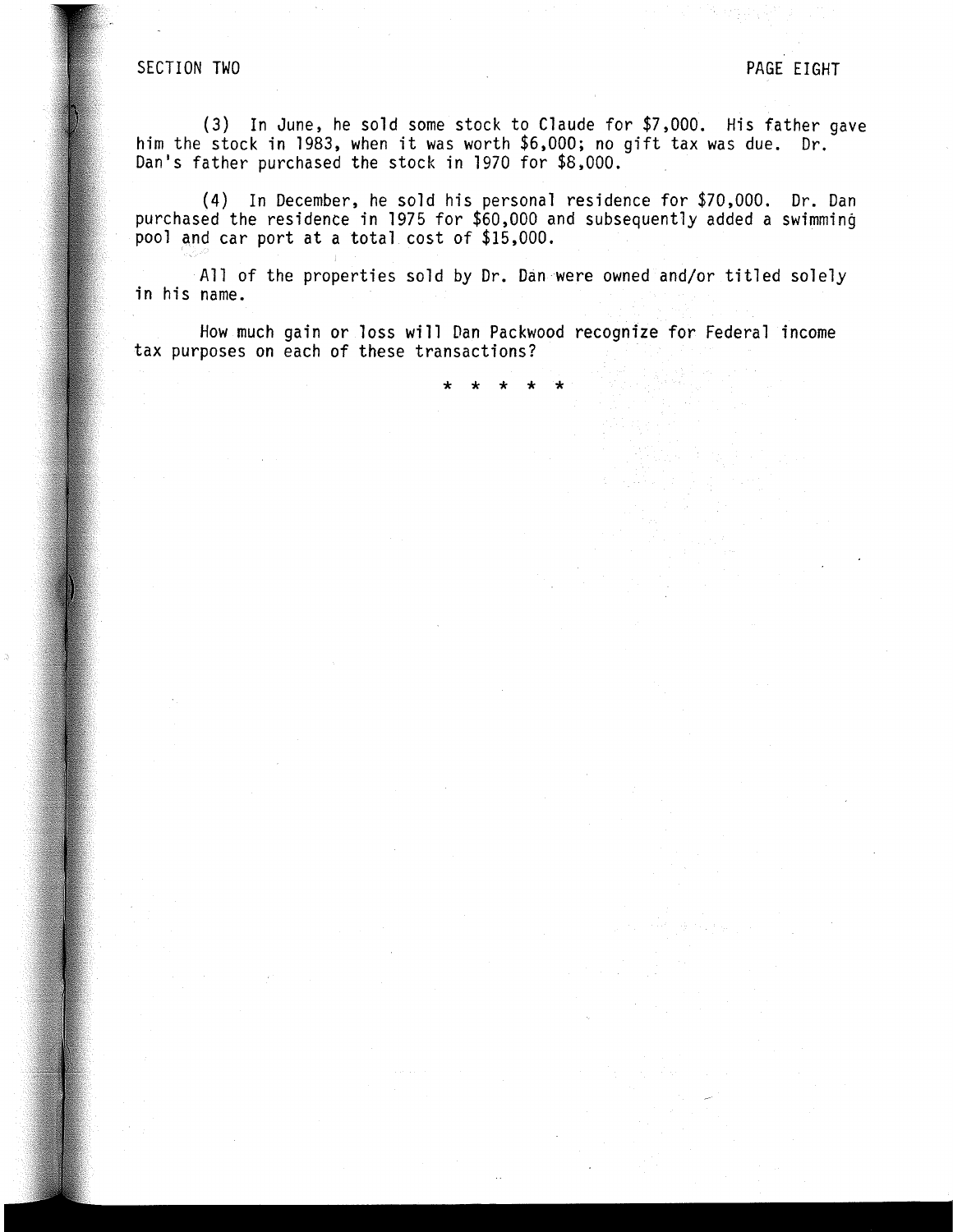(3) In June, he sold some stock to Claude for $7,000. His father gave him the stock in 1983, when it was worth $6,000; no gift tax was due. Dr. Dan's father purchased the stock in 1970 for $8,000.

(4) In December, he sold his personal residence for $70,000. Dr. Dan purchased the residence in 1975 for $60,000 and subsequently added a swimming pool and car port at a total cost of $15,000.

All of the properties sold by Dr. Dan were owned and/or titled solely in his name.

How much gain or loss will Dan Packwood recognize for Federal income tax purposes on each of these transactions?

\* \* \* \* \*